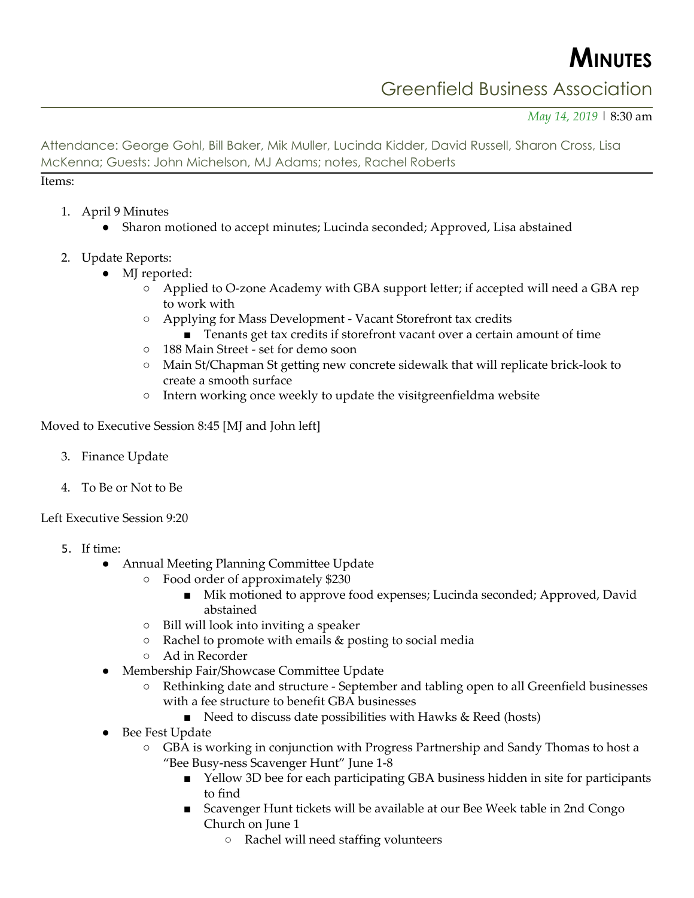# MINUTES

## Greenfield Business Association

*May 14, 2019* | 8:30 am

Attendance: George Gohl, Bill Baker, Mik Muller, Lucinda Kidder, David Russell, Sharon Cross, Lisa McKenna; Guests: John Michelson, MJ Adams; notes, Rachel Roberts

Items:

1. April 9 Minutes
   - Sharon motioned to accept minutes; Lucinda seconded; Approved, Lisa abstained

2. Update Reports:
   - MJ reported:
     - Applied to O-zone Academy with GBA support letter; if accepted will need a GBA rep to work with
     - Applying for Mass Development - Vacant Storefront tax credits
       - Tenants get tax credits if storefront vacant over a certain amount of time
     - 188 Main Street - set for demo soon
     - Main St/Chapman St getting new concrete sidewalk that will replicate brick-look to create a smooth surface
     - Intern working once weekly to update the visitgreenfieldma website

Moved to Executive Session 8:45 [MJ and John left]

3. Finance Update

4. To Be or Not to Be

Left Executive Session 9:20

5. If time:
   - Annual Meeting Planning Committee Update
     - Food order of approximately $230
       - Mik motioned to approve food expenses; Lucinda seconded; Approved, David abstained
     - Bill will look into inviting a speaker
     - Rachel to promote with emails & posting to social media
     - Ad in Recorder
   - Membership Fair/Showcase Committee Update
     - Rethinking date and structure - September and tabling open to all Greenfield businesses with a fee structure to benefit GBA businesses
       - Need to discuss date possibilities with Hawks & Reed (hosts)
   - Bee Fest Update
     - GBA is working in conjunction with Progress Partnership and Sandy Thomas to host a "Bee Busy-ness Scavenger Hunt" June 1-8
       - Yellow 3D bee for each participating GBA business hidden in site for participants to find
       - Scavenger Hunt tickets will be available at our Bee Week table in 2nd Congo Church on June 1
         - Rachel will need staffing volunteers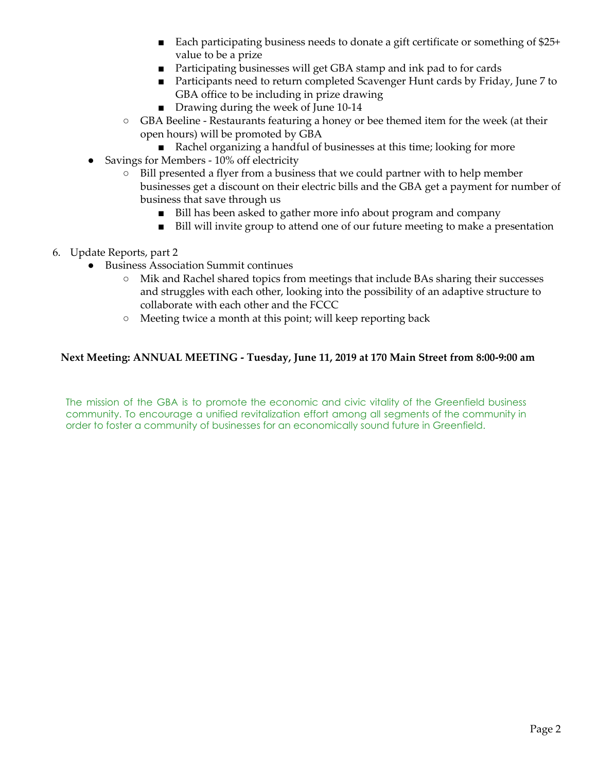- Each participating business needs to donate a gift certificate or something of $25+ value to be a prize
        - Participating businesses will get GBA stamp and ink pad to for cards
        - Participants need to return completed Scavenger Hunt cards by Friday, June 7 to GBA office to be including in prize drawing
        - Drawing during the week of June 10-14
    - GBA Beeline - Restaurants featuring a honey or bee themed item for the week (at their open hours) will be promoted by GBA
        - Rachel organizing a handful of businesses at this time; looking for more
- Savings for Members - 10% off electricity
    - Bill presented a flyer from a business that we could partner with to help member businesses get a discount on their electric bills and the GBA get a payment for number of business that save through us
        - Bill has been asked to gather more info about program and company
        - Bill will invite group to attend one of our future meeting to make a presentation

6. Update Reports, part 2
    - Business Association Summit continues
        - Mik and Rachel shared topics from meetings that include BAs sharing their successes and struggles with each other, looking into the possibility of an adaptive structure to collaborate with each other and the FCCC
        - Meeting twice a month at this point; will keep reporting back

**Next Meeting: ANNUAL MEETING - Tuesday, June 11, 2019 at 170 Main Street from 8:00-9:00 am**

The mission of the GBA is to promote the economic and civic vitality of the Greenfield business community. To encourage a unified revitalization effort among all segments of the community in order to foster a community of businesses for an economically sound future in Greenfield.